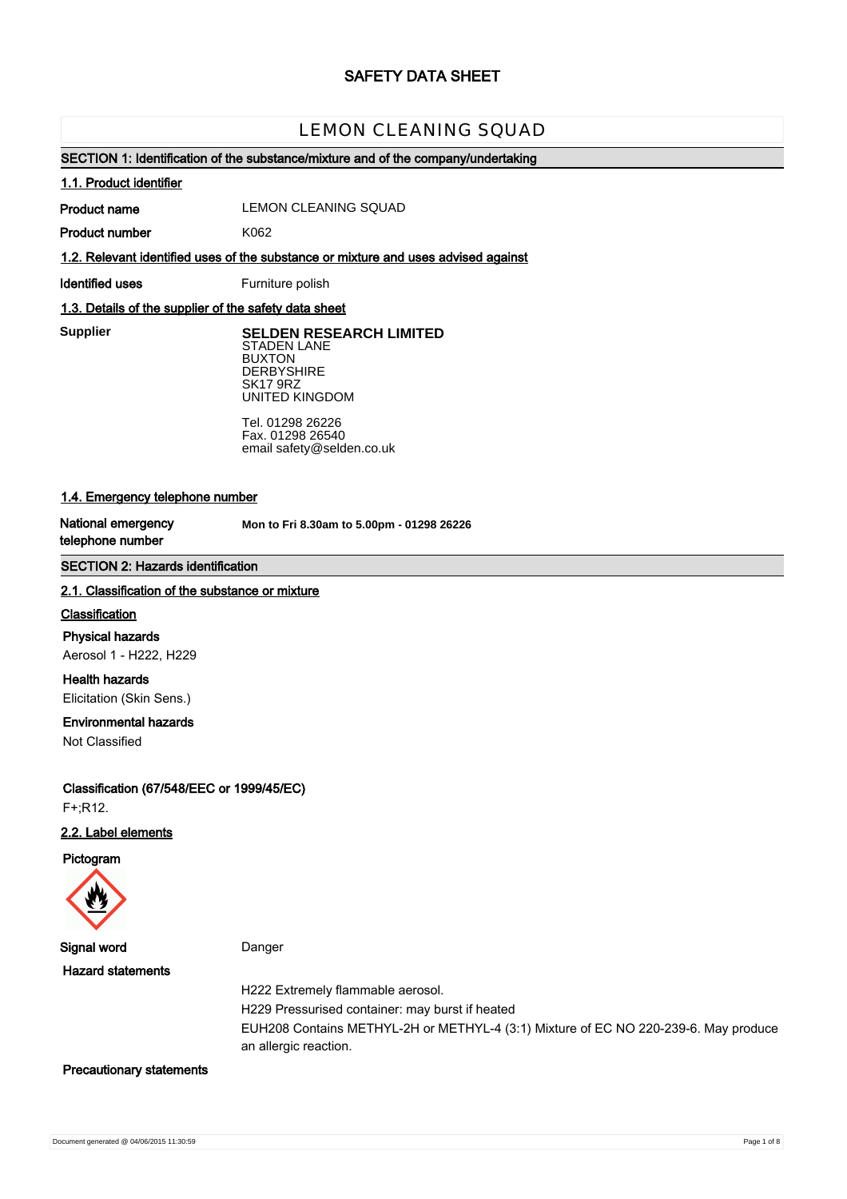# SAFETY DATA SHEET

## LEMON CLEANING SQUAD

### SECTION 1: Identification of the substance/mixture and of the company/undertaking

**1.1. Product identifier**

**Product name** LEMON CLEANING SQUAD

**Product number** K062

**1.2. Relevant identified uses of the substance or mixture and uses advised against**

**Identified uses** Furniture polish

**1.3. Details of the supplier of the safety data sheet**

**Supplier**

**SELDEN RESEARCH LIMITED**
STADEN LANE
BUXTON
DERBYSHIRE
SK17 9RZ
UNITED KINGDOM

Tel. 01298 26226
Fax. 01298 26540
email safety@selden.co.uk

**1.4. Emergency telephone number**

**National emergency telephone number** **Mon to Fri 8.30am to 5.00pm - 01298 26226**

### SECTION 2: Hazards identification

**2.1. Classification of the substance or mixture**

**Classification**

**Physical hazards**

Aerosol 1 - H222, H229

**Health hazards**

Elicitation (Skin Sens.)

**Environmental hazards**

Not Classified

**Classification (67/548/EEC or 1999/45/EC)**

F+;R12.

**2.2. Label elements**

**Pictogram**

**Signal word** Danger

**Hazard statements**

H222 Extremely flammable aerosol.

H229 Pressurised container: may burst if heated

EUH208 Contains METHYL-2H or METHYL-4 (3:1) Mixture of EC NO 220-239-6. May produce an allergic reaction.

**Precautionary statements**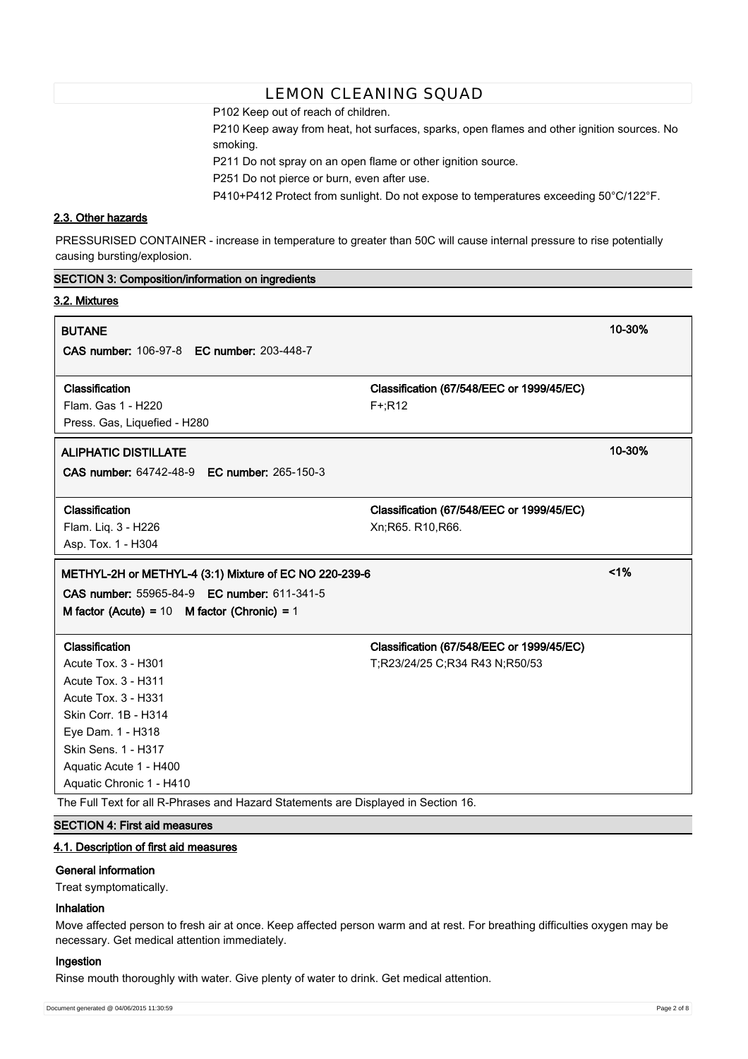P102 Keep out of reach of children.

P210 Keep away from heat, hot surfaces, sparks, open flames and other ignition sources. No smoking.

P211 Do not spray on an open flame or other ignition source.

P251 Do not pierce or burn, even after use.

P410+P412 Protect from sunlight. Do not expose to temperatures exceeding 50°C/122°F.

### 2.3. Other hazards

PRESSURISED CONTAINER - increase in temperature to greater than 50C will cause internal pressure to rise potentially causing bursting/explosion.

## SECTION 3: Composition/information on ingredients

### 3.2. Mixtures

**BUTANE** — 10-30%

**CAS number:** 106-97-8 **EC number:** 203-448-7

| Classification | Classification (67/548/EEC or 1999/45/EC) |
|---|---|
| Flam. Gas 1 - H220<br>Press. Gas, Liquefied - H280 | F+;R12 |

**ALIPHATIC DISTILLATE** — 10-30%

**CAS number:** 64742-48-9 **EC number:** 265-150-3

| Classification | Classification (67/548/EEC or 1999/45/EC) |
|---|---|
| Flam. Liq. 3 - H226<br>Asp. Tox. 1 - H304 | Xn;R65. R10,R66. |

**METHYL-2H or METHYL-4 (3:1) Mixture of EC NO 220-239-6** — <1%

**CAS number:** 55965-84-9 **EC number:** 611-341-5

**M factor (Acute) =** 10 **M factor (Chronic) =** 1

| Classification | Classification (67/548/EEC or 1999/45/EC) |
|---|---|
| Acute Tox. 3 - H301<br>Acute Tox. 3 - H311<br>Acute Tox. 3 - H331<br>Skin Corr. 1B - H314<br>Eye Dam. 1 - H318<br>Skin Sens. 1 - H317<br>Aquatic Acute 1 - H400<br>Aquatic Chronic 1 - H410 | T;R23/24/25 C;R34 R43 N;R50/53 |

The Full Text for all R-Phrases and Hazard Statements are Displayed in Section 16.

## SECTION 4: First aid measures

### 4.1. Description of first aid measures

**General information**

Treat symptomatically.

**Inhalation**

Move affected person to fresh air at once. Keep affected person warm and at rest. For breathing difficulties oxygen may be necessary. Get medical attention immediately.

**Ingestion**

Rinse mouth thoroughly with water. Give plenty of water to drink. Get medical attention.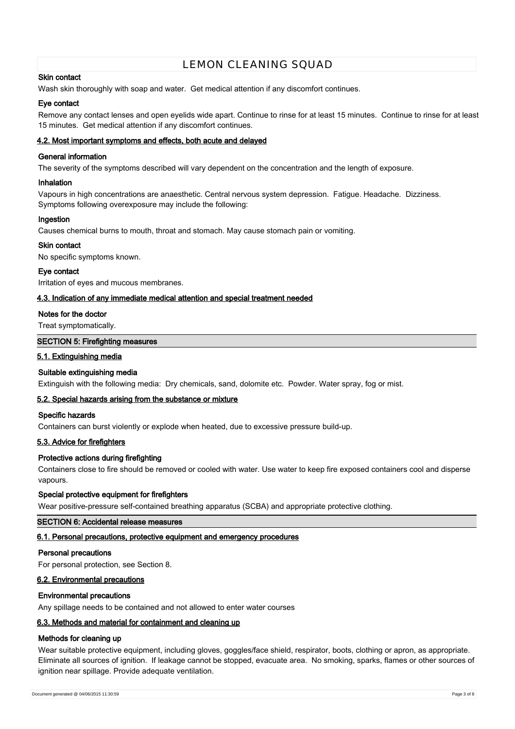#### Skin contact

Wash skin thoroughly with soap and water. Get medical attention if any discomfort continues.

#### Eye contact

Remove any contact lenses and open eyelids wide apart. Continue to rinse for at least 15 minutes. Continue to rinse for at least 15 minutes. Get medical attention if any discomfort continues.

### 4.2. Most important symptoms and effects, both acute and delayed

#### General information

The severity of the symptoms described will vary dependent on the concentration and the length of exposure.

#### Inhalation

Vapours in high concentrations are anaesthetic. Central nervous system depression. Fatigue. Headache. Dizziness. Symptoms following overexposure may include the following:

#### Ingestion

Causes chemical burns to mouth, throat and stomach. May cause stomach pain or vomiting.

#### Skin contact

No specific symptoms known.

#### Eye contact

Irritation of eyes and mucous membranes.

### 4.3. Indication of any immediate medical attention and special treatment needed

#### Notes for the doctor

Treat symptomatically.

## SECTION 5: Firefighting measures

### 5.1. Extinguishing media

#### Suitable extinguishing media

Extinguish with the following media: Dry chemicals, sand, dolomite etc. Powder. Water spray, fog or mist.

### 5.2. Special hazards arising from the substance or mixture

#### Specific hazards

Containers can burst violently or explode when heated, due to excessive pressure build-up.

### 5.3. Advice for firefighters

#### Protective actions during firefighting

Containers close to fire should be removed or cooled with water. Use water to keep fire exposed containers cool and disperse vapours.

#### Special protective equipment for firefighters

Wear positive-pressure self-contained breathing apparatus (SCBA) and appropriate protective clothing.

## SECTION 6: Accidental release measures

### 6.1. Personal precautions, protective equipment and emergency procedures

#### Personal precautions

For personal protection, see Section 8.

### 6.2. Environmental precautions

#### Environmental precautions

Any spillage needs to be contained and not allowed to enter water courses

### 6.3. Methods and material for containment and cleaning up

#### Methods for cleaning up

Wear suitable protective equipment, including gloves, goggles/face shield, respirator, boots, clothing or apron, as appropriate. Eliminate all sources of ignition. If leakage cannot be stopped, evacuate area. No smoking, sparks, flames or other sources of ignition near spillage. Provide adequate ventilation.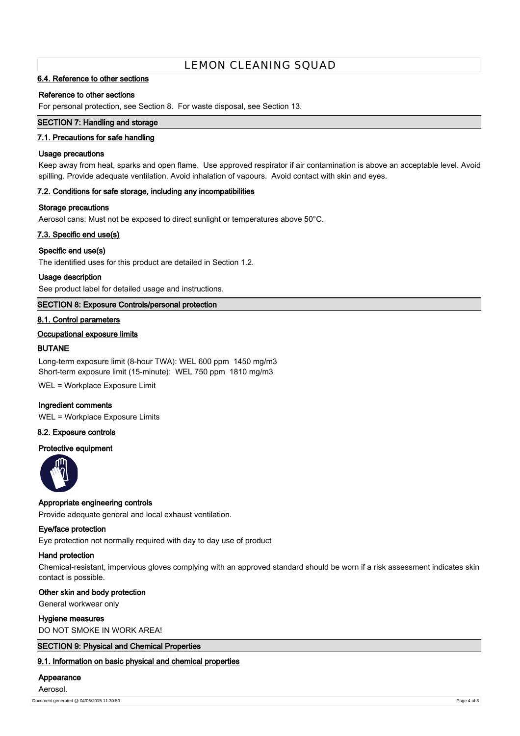### 6.4. Reference to other sections

**Reference to other sections**

For personal protection, see Section 8. For waste disposal, see Section 13.

## SECTION 7: Handling and storage

### 7.1. Precautions for safe handling

**Usage precautions**

Keep away from heat, sparks and open flame. Use approved respirator if air contamination is above an acceptable level. Avoid spilling. Provide adequate ventilation. Avoid inhalation of vapours. Avoid contact with skin and eyes.

### 7.2. Conditions for safe storage, including any incompatibilities

**Storage precautions**

Aerosol cans: Must not be exposed to direct sunlight or temperatures above 50°C.

### 7.3. Specific end use(s)

**Specific end use(s)**

The identified uses for this product are detailed in Section 1.2.

**Usage description**

See product label for detailed usage and instructions.

## SECTION 8: Exposure Controls/personal protection

### 8.1. Control parameters

**Occupational exposure limits**

**BUTANE**

Long-term exposure limit (8-hour TWA): WEL 600 ppm 1450 mg/m3
Short-term exposure limit (15-minute): WEL 750 ppm 1810 mg/m3

WEL = Workplace Exposure Limit

**Ingredient comments**

WEL = Workplace Exposure Limits

### 8.2. Exposure controls

**Protective equipment**

**Appropriate engineering controls**

Provide adequate general and local exhaust ventilation.

**Eye/face protection**

Eye protection not normally required with day to day use of product

**Hand protection**

Chemical-resistant, impervious gloves complying with an approved standard should be worn if a risk assessment indicates skin contact is possible.

**Other skin and body protection**

General workwear only

**Hygiene measures**

DO NOT SMOKE IN WORK AREA!

## SECTION 9: Physical and Chemical Properties

### 9.1. Information on basic physical and chemical properties

**Appearance**

Aerosol.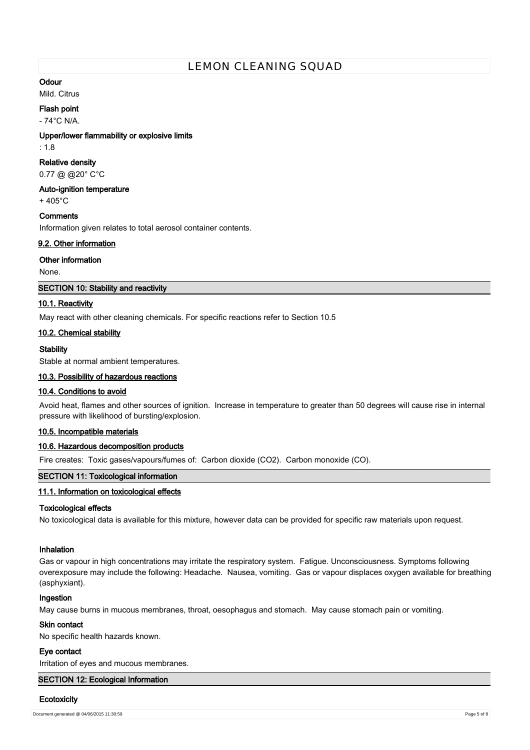**Odour**

Mild. Citrus

**Flash point**

- 74°C N/A.

**Upper/lower flammability or explosive limits**

: 1.8

**Relative density**

0.77 @ @20° C°C

**Auto-ignition temperature**

+ 405°C

**Comments**

Information given relates to total aerosol container contents.

### 9.2. Other information

**Other information**

None.

## SECTION 10: Stability and reactivity

### 10.1. Reactivity

May react with other cleaning chemicals. For specific reactions refer to Section 10.5

### 10.2. Chemical stability

**Stability**

Stable at normal ambient temperatures.

### 10.3. Possibility of hazardous reactions

### 10.4. Conditions to avoid

Avoid heat, flames and other sources of ignition. Increase in temperature to greater than 50 degrees will cause rise in internal pressure with likelihood of bursting/explosion.

### 10.5. Incompatible materials

### 10.6. Hazardous decomposition products

Fire creates: Toxic gases/vapours/fumes of: Carbon dioxide ($CO_2$). Carbon monoxide (CO).

## SECTION 11: Toxicological information

### 11.1. Information on toxicological effects

**Toxicological effects**

No toxicological data is available for this mixture, however data can be provided for specific raw materials upon request.

**Inhalation**

Gas or vapour in high concentrations may irritate the respiratory system. Fatigue. Unconsciousness. Symptoms following overexposure may include the following: Headache. Nausea, vomiting. Gas or vapour displaces oxygen available for breathing (asphyxiant).

**Ingestion**

May cause burns in mucous membranes, throat, oesophagus and stomach. May cause stomach pain or vomiting.

**Skin contact**

No specific health hazards known.

**Eye contact**

Irritation of eyes and mucous membranes.

## SECTION 12: Ecological Information

**Ecotoxicity**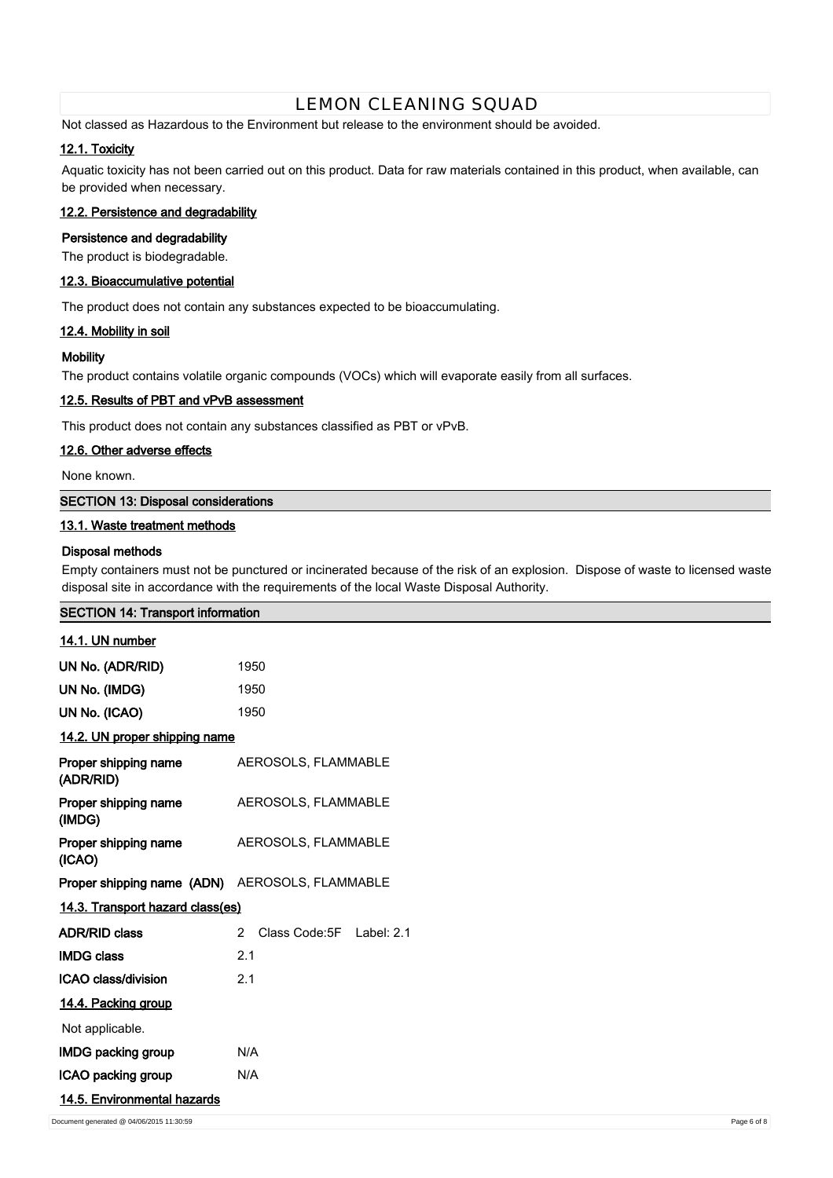Not classed as Hazardous to the Environment but release to the environment should be avoided.

### 12.1. Toxicity

Aquatic toxicity has not been carried out on this product. Data for raw materials contained in this product, when available, can be provided when necessary.

### 12.2. Persistence and degradability

**Persistence and degradability**

The product is biodegradable.

### 12.3. Bioaccumulative potential

The product does not contain any substances expected to be bioaccumulating.

### 12.4. Mobility in soil

**Mobility**

The product contains volatile organic compounds (VOCs) which will evaporate easily from all surfaces.

### 12.5. Results of PBT and vPvB assessment

This product does not contain any substances classified as PBT or vPvB.

### 12.6. Other adverse effects

None known.

## SECTION 13: Disposal considerations

### 13.1. Waste treatment methods

**Disposal methods**

Empty containers must not be punctured or incinerated because of the risk of an explosion. Dispose of waste to licensed waste disposal site in accordance with the requirements of the local Waste Disposal Authority.

## SECTION 14: Transport information

### 14.1. UN number

| | |
|---|---|
| **UN No. (ADR/RID)** | 1950 |
| **UN No. (IMDG)** | 1950 |
| **UN No. (ICAO)** | 1950 |

### 14.2. UN proper shipping name

| | |
|---|---|
| **Proper shipping name (ADR/RID)** | AEROSOLS, FLAMMABLE |
| **Proper shipping name (IMDG)** | AEROSOLS, FLAMMABLE |
| **Proper shipping name (ICAO)** | AEROSOLS, FLAMMABLE |
| **Proper shipping name (ADN)** | AEROSOLS, FLAMMABLE |

### 14.3. Transport hazard class(es)

| | |
|---|---|
| **ADR/RID class** | 2 Class Code:5F Label: 2.1 |
| **IMDG class** | 2.1 |
| **ICAO class/division** | 2.1 |

### 14.4. Packing group

Not applicable.

| | |
|---|---|
| **IMDG packing group** | N/A |
| **ICAO packing group** | N/A |

### 14.5. Environmental hazards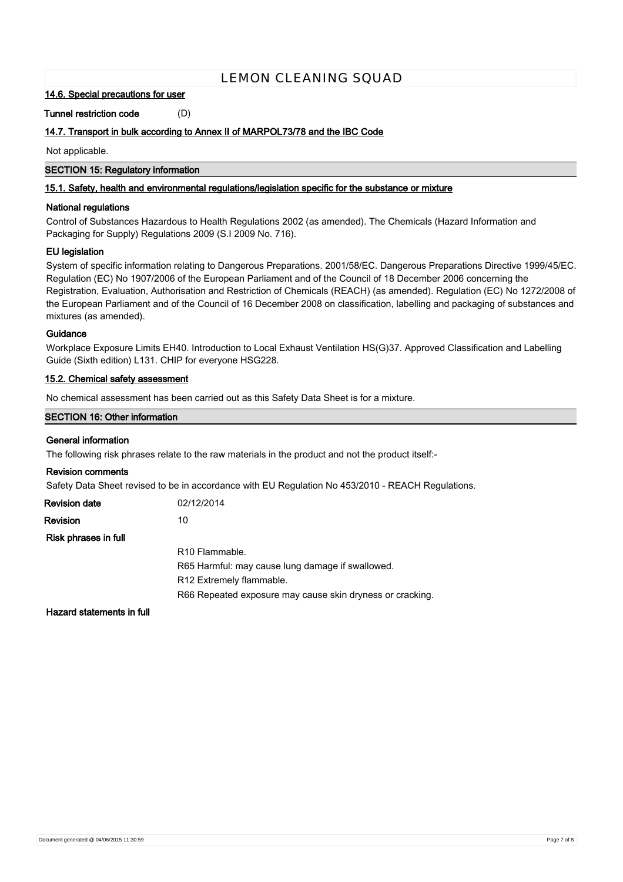### 14.6. Special precautions for user

**Tunnel restriction code** (D)

### 14.7. Transport in bulk according to Annex II of MARPOL73/78 and the IBC Code

Not applicable.

## SECTION 15: Regulatory information

### 15.1. Safety, health and environmental regulations/legislation specific for the substance or mixture

**National regulations**

Control of Substances Hazardous to Health Regulations 2002 (as amended). The Chemicals (Hazard Information and Packaging for Supply) Regulations 2009 (S.I 2009 No. 716).

**EU legislation**

System of specific information relating to Dangerous Preparations. 2001/58/EC. Dangerous Preparations Directive 1999/45/EC. Regulation (EC) No 1907/2006 of the European Parliament and of the Council of 18 December 2006 concerning the Registration, Evaluation, Authorisation and Restriction of Chemicals (REACH) (as amended). Regulation (EC) No 1272/2008 of the European Parliament and of the Council of 16 December 2008 on classification, labelling and packaging of substances and mixtures (as amended).

**Guidance**

Workplace Exposure Limits EH40. Introduction to Local Exhaust Ventilation HS(G)37. Approved Classification and Labelling Guide (Sixth edition) L131. CHIP for everyone HSG228.

### 15.2. Chemical safety assessment

No chemical assessment has been carried out as this Safety Data Sheet is for a mixture.

## SECTION 16: Other information

**General information**

The following risk phrases relate to the raw materials in the product and not the product itself:-

**Revision comments**

Safety Data Sheet revised to be in accordance with EU Regulation No 453/2010 - REACH Regulations.

**Revision date** 02/12/2014

**Revision** 10

**Risk phrases in full**

R10 Flammable.
R65 Harmful: may cause lung damage if swallowed.
R12 Extremely flammable.
R66 Repeated exposure may cause skin dryness or cracking.

**Hazard statements in full**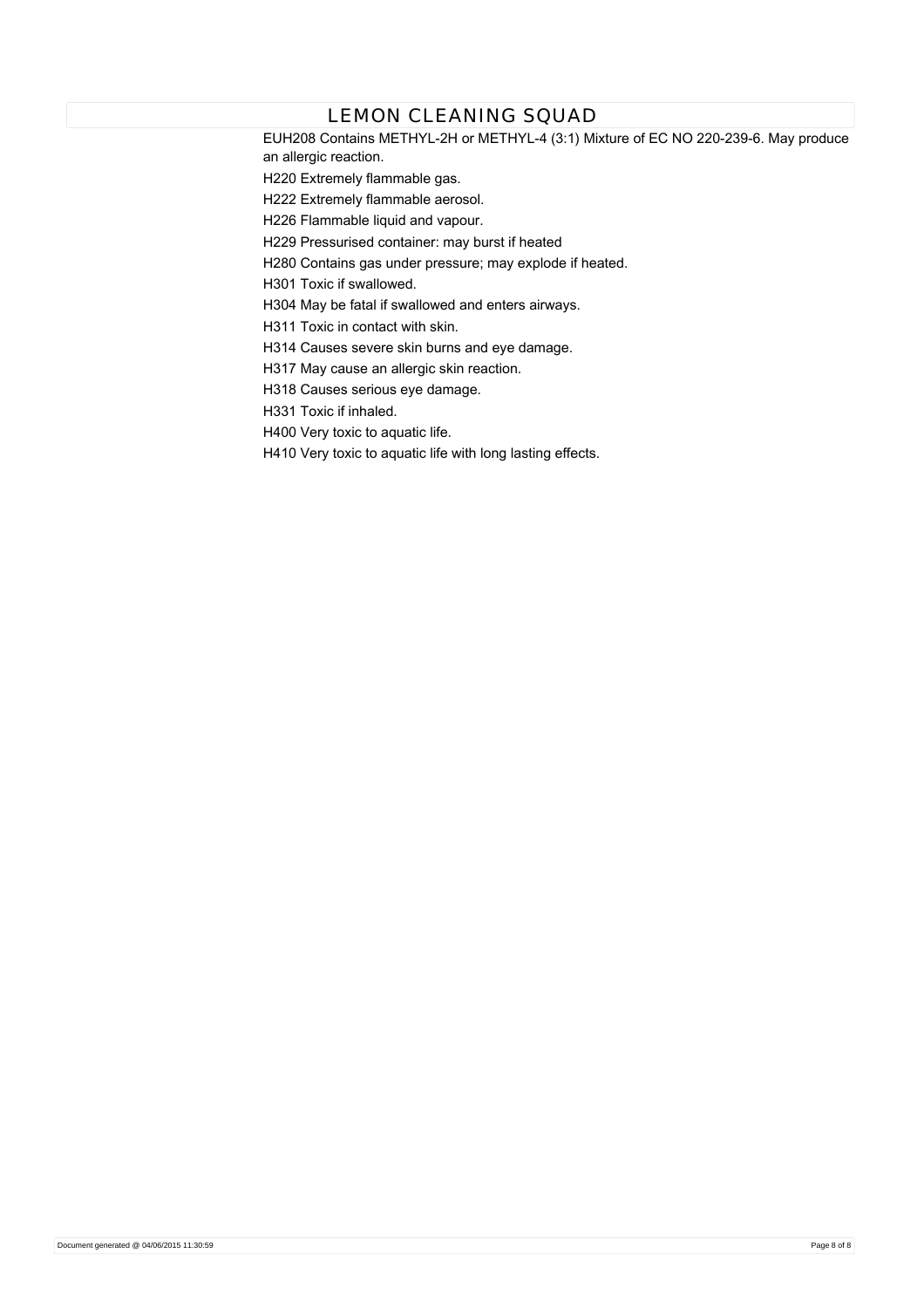EUH208 Contains METHYL-2H or METHYL-4 (3:1) Mixture of EC NO 220-239-6. May produce an allergic reaction.

H220 Extremely flammable gas.

H222 Extremely flammable aerosol.

H226 Flammable liquid and vapour.

H229 Pressurised container: may burst if heated

H280 Contains gas under pressure; may explode if heated.

H301 Toxic if swallowed.

H304 May be fatal if swallowed and enters airways.

H311 Toxic in contact with skin.

H314 Causes severe skin burns and eye damage.

H317 May cause an allergic skin reaction.

H318 Causes serious eye damage.

H331 Toxic if inhaled.

H400 Very toxic to aquatic life.

H410 Very toxic to aquatic life with long lasting effects.